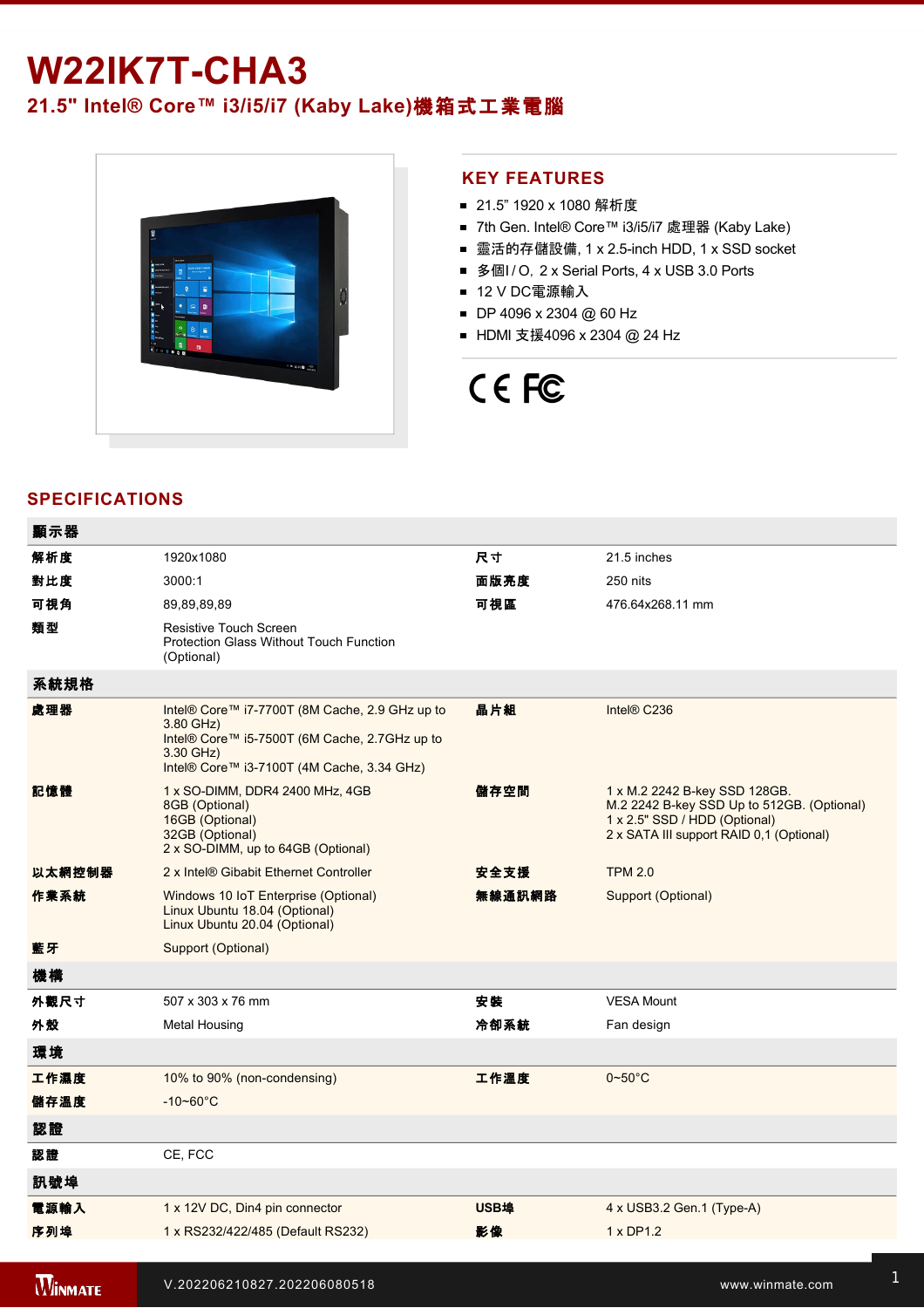# W22IK7T-CHA3

## 21.5" Intel® Core™ i3/i5/i7 (Kaby Lake)機箱式工業電腦

## KEY FEATURES

- 21.5" 1920 x 1080 解析度
- 7th Gen. Intel® Core™ i3/i5/i7 處理器 (Kaby Lake)
- 靈活的存儲設備, 1 x 2.5-inch HDD, 1 x SSD socket
- 多個I / O, 2 x Serial Ports, 4 x USB 3.0 Ports
- 12 V DC電源輸入
- DP 4096 x 2304 @ 60 Hz
- HDMI 支援4096 x 2304 @ 24 Hz

## SPECIFICATIONS

| 顯示器 | | | |
|---|---|---|---|
| 解析度 | 1920x1080 | 尺寸 | 21.5 inches |
| 對比度 | 3000:1 | 面版亮度 | 250 nits |
| 可視角 | 89,89,89,89 | 可視區 | 476.64x268.11 mm |
| 類型 | Resistive Touch Screen<br>Protection Glass Without Touch Function (Optional) | | |
| **系統規格** | | | |
| 處理器 | Intel® Core™ i7-7700T (8M Cache, 2.9 GHz up to 3.80 GHz)<br>Intel® Core™ i5-7500T (6M Cache, 2.7GHz up to 3.30 GHz)<br>Intel® Core™ i3-7100T (4M Cache, 3.34 GHz) | 晶片組 | Intel® C236 |
| 記憶體 | 1 x SO-DIMM, DDR4 2400 MHz, 4GB<br>8GB (Optional)<br>16GB (Optional)<br>32GB (Optional)<br>2 x SO-DIMM, up to 64GB (Optional) | 儲存空間 | 1 x M.2 2242 B-key SSD 128GB.<br>M.2 2242 B-key SSD Up to 512GB. (Optional)<br>1 x 2.5" SSD / HDD (Optional)<br>2 x SATA III support RAID 0,1 (Optional) |
| 以太網控制器 | 2 x Intel® Gibabit Ethernet Controller | 安全支援 | TPM 2.0 |
| 作業系統 | Windows 10 IoT Enterprise (Optional)<br>Linux Ubuntu 18.04 (Optional)<br>Linux Ubuntu 20.04 (Optional) | 無線通訊網路 | Support (Optional) |
| 藍牙 | Support (Optional) | | |
| **機構** | | | |
| 外觀尺寸 | 507 x 303 x 76 mm | 安裝 | VESA Mount |
| 外殼 | Metal Housing | 冷卻系統 | Fan design |
| **環境** | | | |
| 工作濕度 | 10% to 90% (non-condensing) | 工作溫度 | 0~50°C |
| 儲存溫度 | -10~60°C | | |
| **認證** | | | |
| 認證 | CE, FCC | | |
| **訊號埠** | | | |
| 電源輸入 | 1 x 12V DC, Din4 pin connector | USB埠 | 4 x USB3.2 Gen.1 (Type-A) |
| 序列埠 | 1 x RS232/422/485 (Default RS232) | 影像 | 1 x DP1.2 |

V.202206210827.202206080518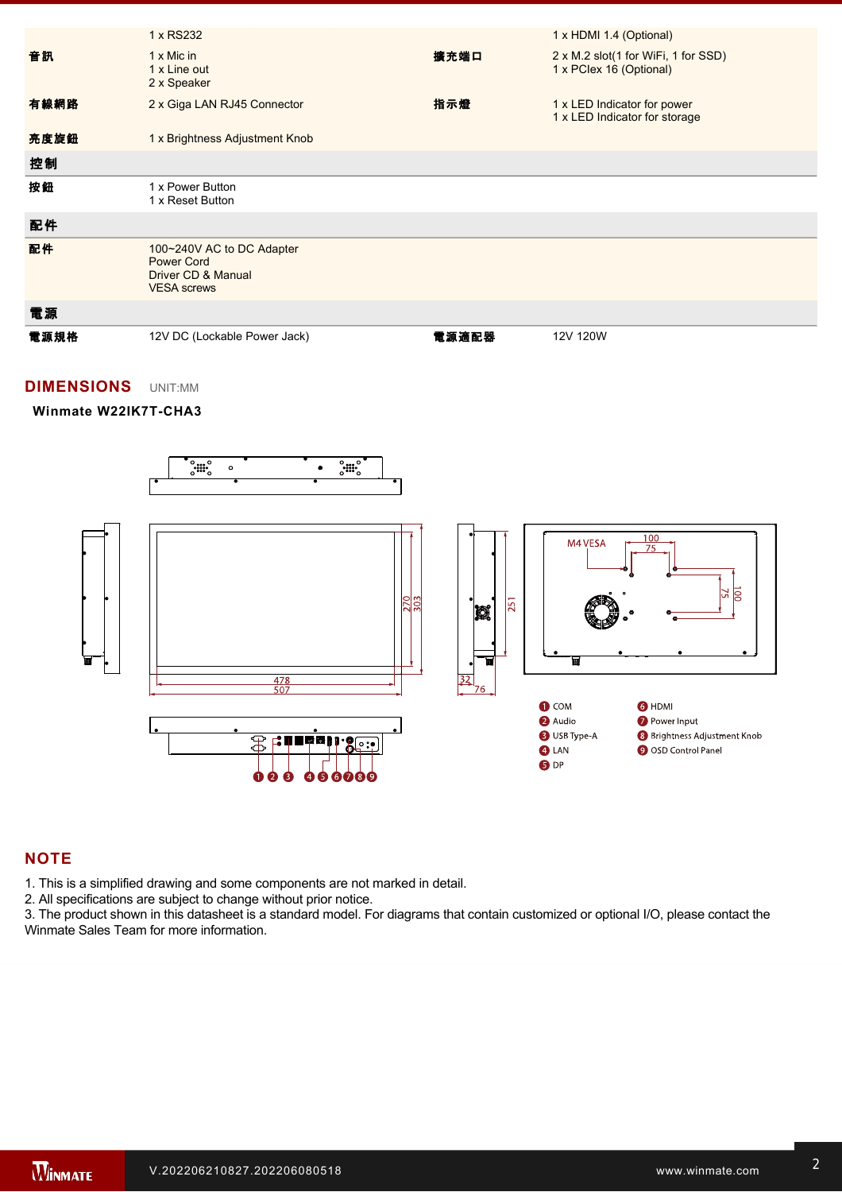| | | | |
|---|---|---|---|
| | 1 x RS232 | | 1 x HDMI 1.4 (Optional) |
| 音訊 | 1 x Mic in<br>1 x Line out<br>2 x Speaker | 擴充端口 | 2 x M.2 slot(1 for WiFi, 1 for SSD)<br>1 x PCIex 16 (Optional) |
| 有線網路 | 2 x Giga LAN RJ45 Connector | 指示燈 | 1 x LED Indicator for power<br>1 x LED Indicator for storage |
| 亮度旋鈕 | 1 x Brightness Adjustment Knob | | |
| **控制** | | | |
| 按鈕 | 1 x Power Button<br>1 x Reset Button | | |
| **配件** | | | |
| 配件 | 100~240V AC to DC Adapter<br>Power Cord<br>Driver CD & Manual<br>VESA screws | | |
| **電源** | | | |
| 電源規格 | 12V DC (Lockable Power Jack) | 電源適配器 | 12V 120W |

## DIMENSIONS UNIT:MM

**Winmate W22IK7T-CHA3**

M4 VESA
100
75
75
100
270
303
478
507
251
32
76

1 COM
2 Audio
3 USB Type-A
4 LAN
5 DP
6 HDMI
7 Power Input
8 Brightness Adjustment Knob
9 OSD Control Panel

## NOTE

1. This is a simplified drawing and some components are not marked in detail.
2. All specifications are subject to change without prior notice.
3. The product shown in this datasheet is a standard model. For diagrams that contain customized or optional I/O, please contact the Winmate Sales Team for more information.